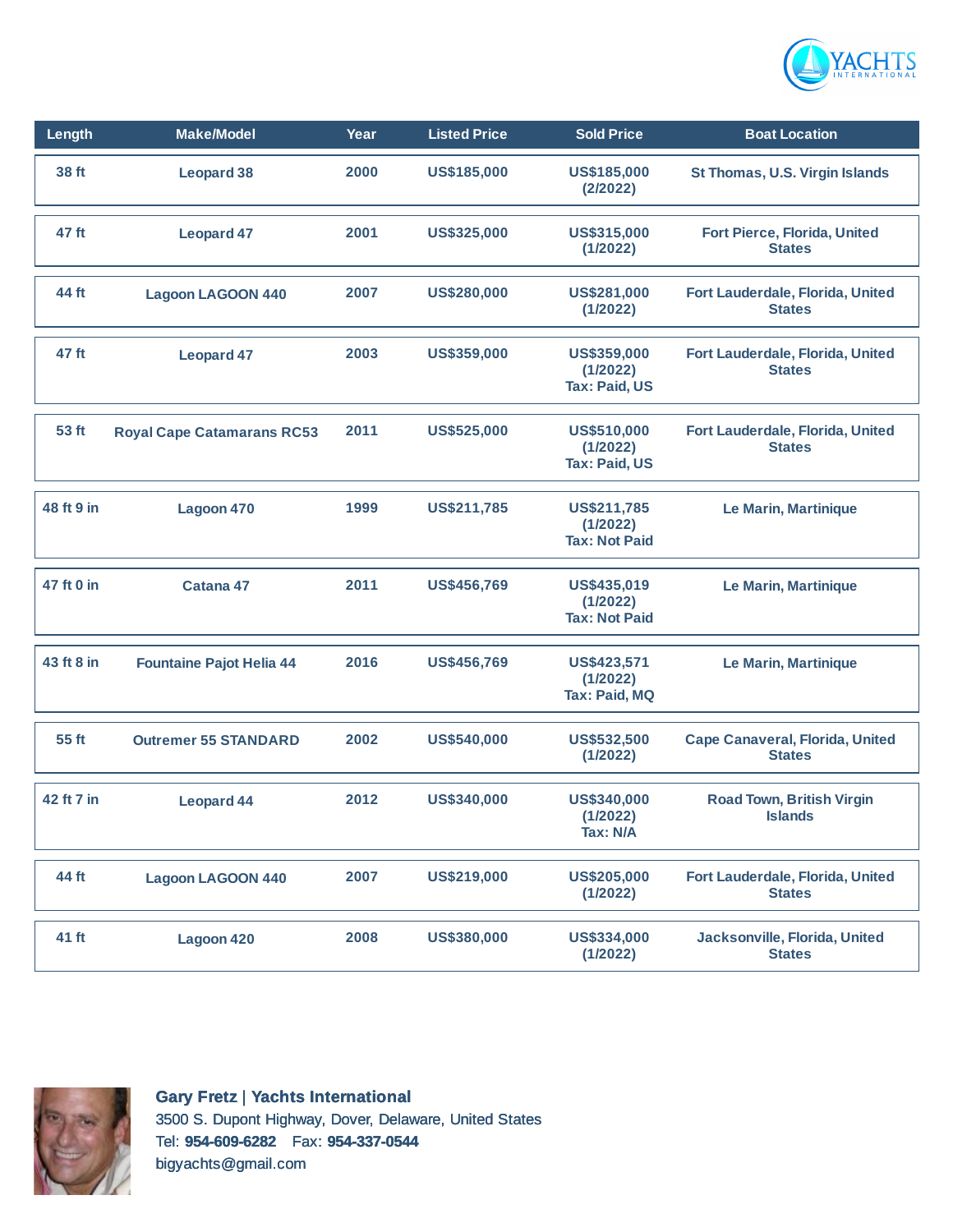| Length | Make/Model | Year | Listed Price | Sold Price | Boat Location |
|---|---|---|---|---|---|
| 38 ft | Leopard 38 | 2000 | US$185,000 | US$185,000 (2/2022) | St Thomas, U.S. Virgin Islands |
| 47 ft | Leopard 47 | 2001 | US$325,000 | US$315,000 (1/2022) | Fort Pierce, Florida, United States |
| 44 ft | Lagoon LAGOON 440 | 2007 | US$280,000 | US$281,000 (1/2022) | Fort Lauderdale, Florida, United States |
| 47 ft | Leopard 47 | 2003 | US$359,000 | US$359,000 (1/2022) Tax: Paid, US | Fort Lauderdale, Florida, United States |
| 53 ft | Royal Cape Catamarans RC53 | 2011 | US$525,000 | US$510,000 (1/2022) Tax: Paid, US | Fort Lauderdale, Florida, United States |
| 48 ft 9 in | Lagoon 470 | 1999 | US$211,785 | US$211,785 (1/2022) Tax: Not Paid | Le Marin, Martinique |
| 47 ft 0 in | Catana 47 | 2011 | US$456,769 | US$435,019 (1/2022) Tax: Not Paid | Le Marin, Martinique |
| 43 ft 8 in | Fountaine Pajot Helia 44 | 2016 | US$456,769 | US$423,571 (1/2022) Tax: Paid, MQ | Le Marin, Martinique |
| 55 ft | Outremer 55 STANDARD | 2002 | US$540,000 | US$532,500 (1/2022) | Cape Canaveral, Florida, United States |
| 42 ft 7 in | Leopard 44 | 2012 | US$340,000 | US$340,000 (1/2022) Tax: N/A | Road Town, British Virgin Islands |
| 44 ft | Lagoon LAGOON 440 | 2007 | US$219,000 | US$205,000 (1/2022) | Fort Lauderdale, Florida, United States |
| 41 ft | Lagoon 420 | 2008 | US$380,000 | US$334,000 (1/2022) | Jacksonville, Florida, United States |

**Gary Fretz | Yachts International**
3500 S. Dupont Highway, Dover, Delaware, United States
Tel: **954-609-6282** Fax: **954-337-0544**
bigyachts@gmail.com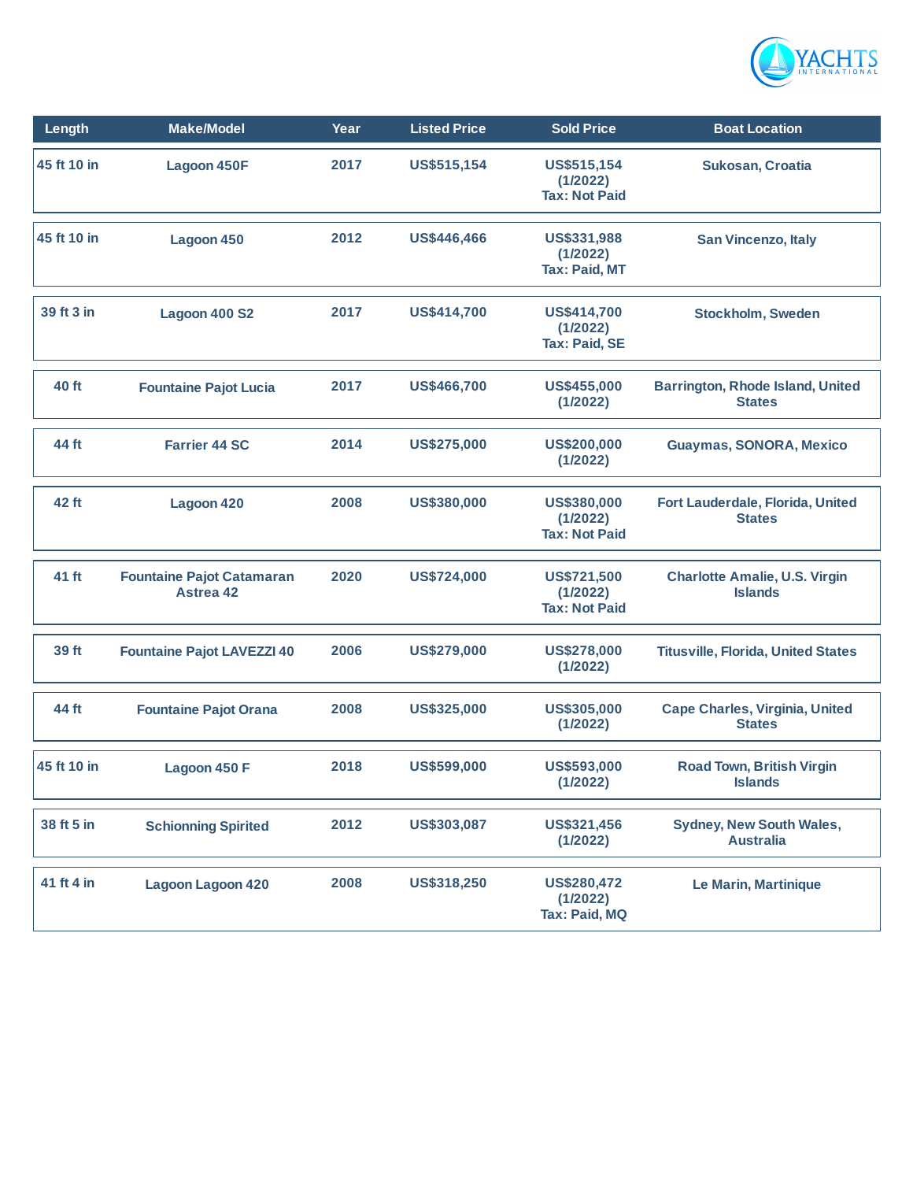| Length | Make/Model | Year | Listed Price | Sold Price | Boat Location |
|---|---|---|---|---|---|
| 45 ft 10 in | Lagoon 450F | 2017 | US$515,154 | US$515,154 (1/2022) Tax: Not Paid | Sukosan, Croatia |
| 45 ft 10 in | Lagoon 450 | 2012 | US$446,466 | US$331,988 (1/2022) Tax: Paid, MT | San Vincenzo, Italy |
| 39 ft 3 in | Lagoon 400 S2 | 2017 | US$414,700 | US$414,700 (1/2022) Tax: Paid, SE | Stockholm, Sweden |
| 40 ft | Fountaine Pajot Lucia | 2017 | US$466,700 | US$455,000 (1/2022) | Barrington, Rhode Island, United States |
| 44 ft | Farrier 44 SC | 2014 | US$275,000 | US$200,000 (1/2022) | Guaymas, SONORA, Mexico |
| 42 ft | Lagoon 420 | 2008 | US$380,000 | US$380,000 (1/2022) Tax: Not Paid | Fort Lauderdale, Florida, United States |
| 41 ft | Fountaine Pajot Catamaran Astrea 42 | 2020 | US$724,000 | US$721,500 (1/2022) Tax: Not Paid | Charlotte Amalie, U.S. Virgin Islands |
| 39 ft | Fountaine Pajot LAVEZZI 40 | 2006 | US$279,000 | US$278,000 (1/2022) | Titusville, Florida, United States |
| 44 ft | Fountaine Pajot Orana | 2008 | US$325,000 | US$305,000 (1/2022) | Cape Charles, Virginia, United States |
| 45 ft 10 in | Lagoon 450 F | 2018 | US$599,000 | US$593,000 (1/2022) | Road Town, British Virgin Islands |
| 38 ft 5 in | Schionning Spirited | 2012 | US$303,087 | US$321,456 (1/2022) | Sydney, New South Wales, Australia |
| 41 ft 4 in | Lagoon Lagoon 420 | 2008 | US$318,250 | US$280,472 (1/2022) Tax: Paid, MQ | Le Marin, Martinique |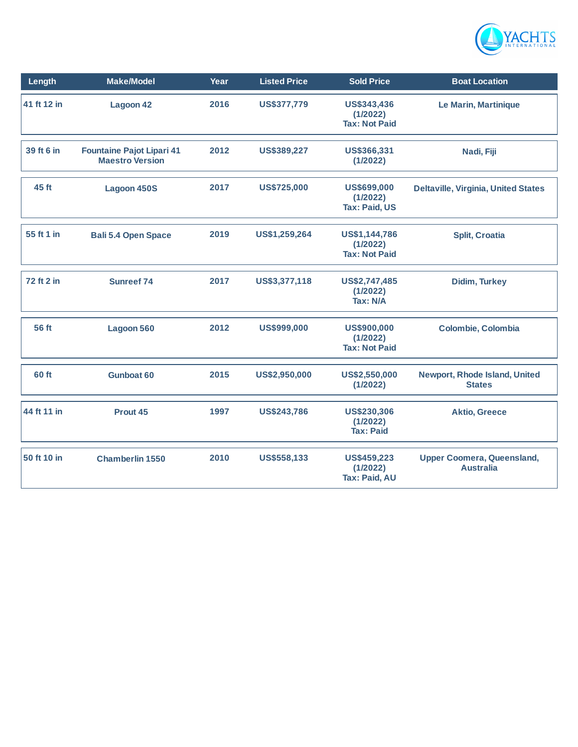| Length | Make/Model | Year | Listed Price | Sold Price | Boat Location |
|---|---|---|---|---|---|
| 41 ft 12 in | Lagoon 42 | 2016 | US$377,779 | US$343,436 (1/2022) Tax: Not Paid | Le Marin, Martinique |
| 39 ft 6 in | Fountaine Pajot Lipari 41 Maestro Version | 2012 | US$389,227 | US$366,331 (1/2022) | Nadi, Fiji |
| 45 ft | Lagoon 450S | 2017 | US$725,000 | US$699,000 (1/2022) Tax: Paid, US | Deltaville, Virginia, United States |
| 55 ft 1 in | Bali 5.4 Open Space | 2019 | US$1,259,264 | US$1,144,786 (1/2022) Tax: Not Paid | Split, Croatia |
| 72 ft 2 in | Sunreef 74 | 2017 | US$3,377,118 | US$2,747,485 (1/2022) Tax: N/A | Didim, Turkey |
| 56 ft | Lagoon 560 | 2012 | US$999,000 | US$900,000 (1/2022) Tax: Not Paid | Colombie, Colombia |
| 60 ft | Gunboat 60 | 2015 | US$2,950,000 | US$2,550,000 (1/2022) | Newport, Rhode Island, United States |
| 44 ft 11 in | Prout 45 | 1997 | US$243,786 | US$230,306 (1/2022) Tax: Paid | Aktio, Greece |
| 50 ft 10 in | Chamberlin 1550 | 2010 | US$558,133 | US$459,223 (1/2022) Tax: Paid, AU | Upper Coomera, Queensland, Australia |